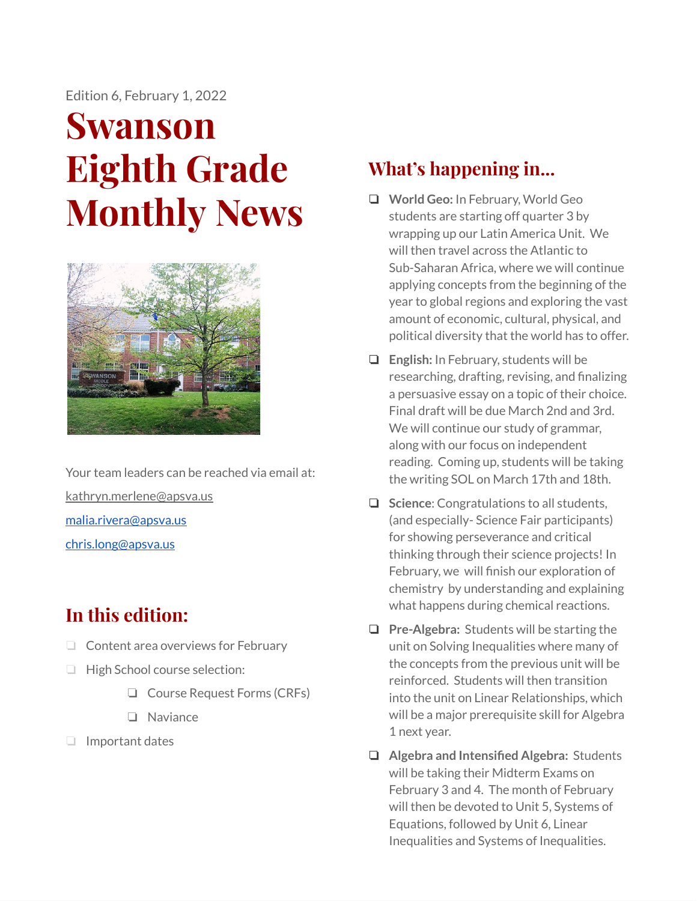Edition 6, February 1, 2022

# Swanson Eighth Grade Monthly News

Your team leaders can be reached via email at:

kathryn.merlene@apsva.us

malia.rivera@apsva.us

chris.long@apsva.us

## In this edition:

- Content area overviews for February
- High School course selection:
    - Course Request Forms (CRFs)
    - Naviance
- Important dates

## What's happening in...

- **World Geo:** In February, World Geo students are starting off quarter 3 by wrapping up our Latin America Unit. We will then travel across the Atlantic to Sub-Saharan Africa, where we will continue applying concepts from the beginning of the year to global regions and exploring the vast amount of economic, cultural, physical, and political diversity that the world has to offer.
- **English:** In February, students will be researching, drafting, revising, and finalizing a persuasive essay on a topic of their choice. Final draft will be due March 2nd and 3rd. We will continue our study of grammar, along with our focus on independent reading. Coming up, students will be taking the writing SOL on March 17th and 18th.
- **Science**: Congratulations to all students, (and especially- Science Fair participants) for showing perseverance and critical thinking through their science projects! In February, we will finish our exploration of chemistry by understanding and explaining what happens during chemical reactions.
- **Pre-Algebra:** Students will be starting the unit on Solving Inequalities where many of the concepts from the previous unit will be reinforced. Students will then transition into the unit on Linear Relationships, which will be a major prerequisite skill for Algebra 1 next year.
- **Algebra and Intensified Algebra:** Students will be taking their Midterm Exams on February 3 and 4. The month of February will then be devoted to Unit 5, Systems of Equations, followed by Unit 6, Linear Inequalities and Systems of Inequalities.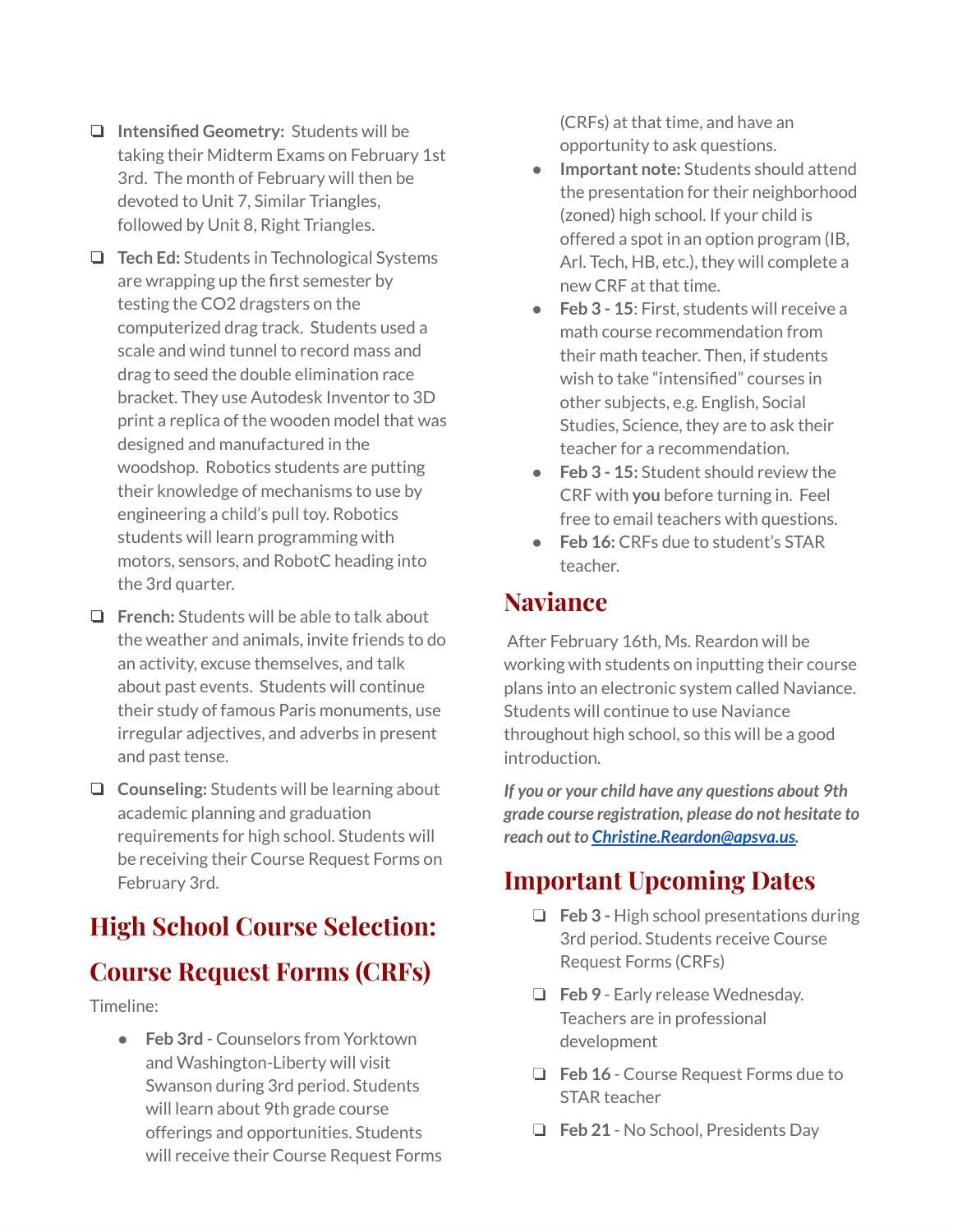- **Intensified Geometry:** Students will be taking their Midterm Exams on February 1st 3rd. The month of February will then be devoted to Unit 7, Similar Triangles, followed by Unit 8, Right Triangles.
- **Tech Ed:** Students in Technological Systems are wrapping up the first semester by testing the $CO_2$ dragsters on the computerized drag track. Students used a scale and wind tunnel to record mass and drag to seed the double elimination race bracket. They use Autodesk Inventor to 3D print a replica of the wooden model that was designed and manufactured in the woodshop. Robotics students are putting their knowledge of mechanisms to use by engineering a child's pull toy. Robotics students will learn programming with motors, sensors, and RobotC heading into the 3rd quarter.
- **French:** Students will be able to talk about the weather and animals, invite friends to do an activity, excuse themselves, and talk about past events. Students will continue their study of famous Paris monuments, use irregular adjectives, and adverbs in present and past tense.
- **Counseling:** Students will be learning about academic planning and graduation requirements for high school. Students will be receiving their Course Request Forms on February 3rd.

## High School Course Selection: Course Request Forms (CRFs)

Timeline:

- **Feb 3rd** - Counselors from Yorktown and Washington-Liberty will visit Swanson during 3rd period. Students will learn about 9th grade course offerings and opportunities. Students will receive their Course Request Forms (CRFs) at that time, and have an opportunity to ask questions.
- **Important note:** Students should attend the presentation for their neighborhood (zoned) high school. If your child is offered a spot in an option program (IB, Arl. Tech, HB, etc.), they will complete a new CRF at that time.
- **Feb 3 - 15**: First, students will receive a math course recommendation from their math teacher. Then, if students wish to take "intensified" courses in other subjects, e.g. English, Social Studies, Science, they are to ask their teacher for a recommendation.
- **Feb 3 - 15:** Student should review the CRF with **you** before turning in. Feel free to email teachers with questions.
- **Feb 16:** CRFs due to student's STAR teacher.

## Naviance

After February 16th, Ms. Reardon will be working with students on inputting their course plans into an electronic system called Naviance. Students will continue to use Naviance throughout high school, so this will be a good introduction.

***If you or your child have any questions about 9th grade course registration, please do not hesitate to reach out to Christine.Reardon@apsva.us.***

## Important Upcoming Dates

- **Feb 3** - High school presentations during 3rd period. Students receive Course Request Forms (CRFs)
- **Feb 9** - Early release Wednesday. Teachers are in professional development
- **Feb 16** - Course Request Forms due to STAR teacher
- **Feb 21** - No School, Presidents Day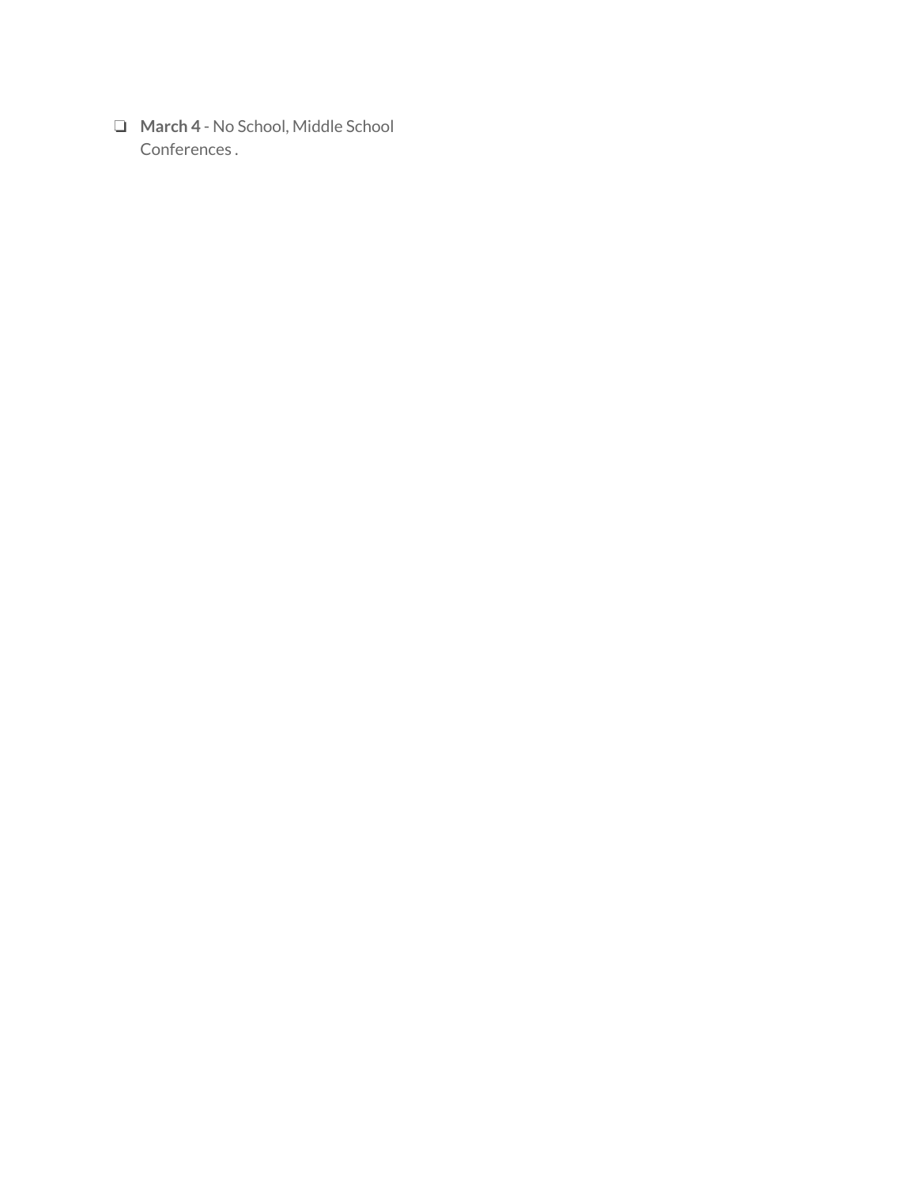- **March 4** - No School, Middle School Conferences .